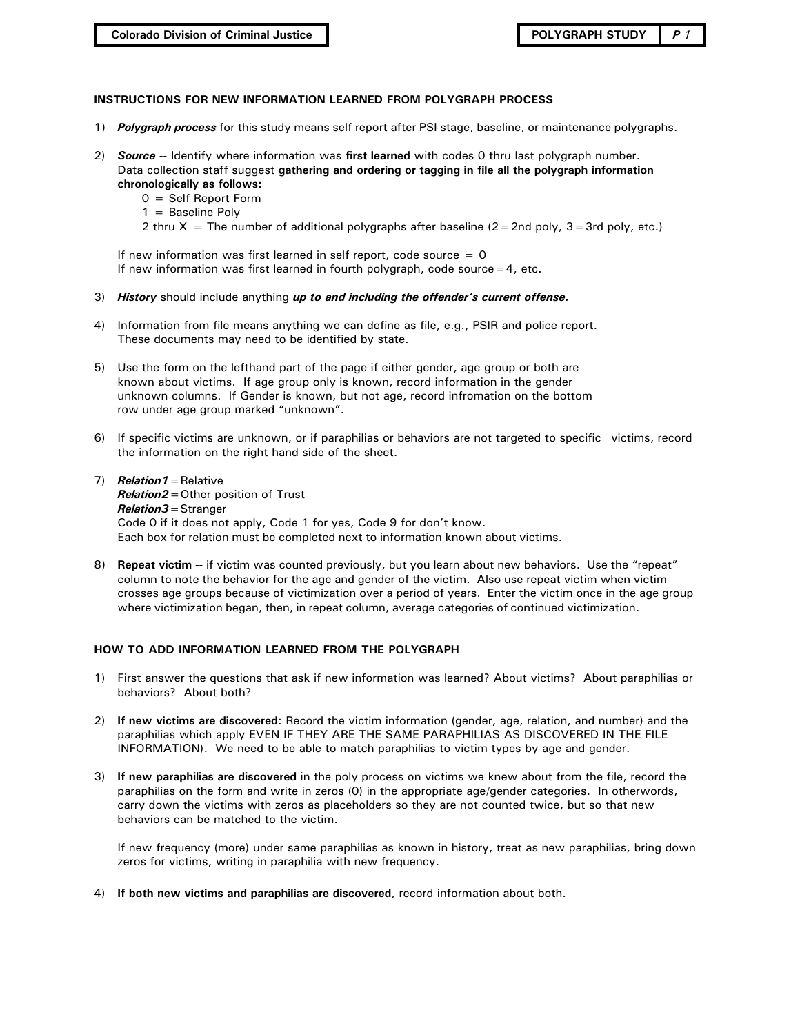## INSTRUCTIONS FOR NEW INFORMATION LEARNED FROM POLYGRAPH PROCESS

1) ***Polygraph process*** for this study means self report after PSI stage, baseline, or maintenance polygraphs.

2) ***Source*** -- Identify where information was **first learned** with codes 0 thru last polygraph number. Data collection staff suggest **gathering and ordering or tagging in file all the polygraph information chronologically as follows:**
   - 0 = Self Report Form
   - 1 = Baseline Poly
   - 2 thru X = The number of additional polygraphs after baseline (2=2nd poly, 3=3rd poly, etc.)

   If new information was first learned in self report, code source = 0
   If new information was first learned in fourth polygraph, code source=4, etc.

3) ***History*** should include anything ***up to and including the offender's current offense.***

4) Information from file means anything we can define as file, e.g., PSIR and police report. These documents may need to be identified by state.

5) Use the form on the lefthand part of the page if either gender, age group or both are known about victims. If age group only is known, record information in the gender unknown columns. If Gender is known, but not age, record infromation on the bottom row under age group marked "unknown".

6) If specific victims are unknown, or if paraphilias or behaviors are not targeted to specific victims, record the information on the right hand side of the sheet.

7) ***Relation1***=Relative
   ***Relation2***=Other position of Trust
   ***Relation3***=Stranger
   Code 0 if it does not apply, Code 1 for yes, Code 9 for don't know.
   Each box for relation must be completed next to information known about victims.

8) **Repeat victim** -- if victim was counted previously, but you learn about new behaviors. Use the "repeat" column to note the behavior for the age and gender of the victim. Also use repeat victim when victim crosses age groups because of victimization over a period of years. Enter the victim once in the age group where victimization began, then, in repeat column, average categories of continued victimization.

## HOW TO ADD INFORMATION LEARNED FROM THE POLYGRAPH

1) First answer the questions that ask if new information was learned? About victims? About paraphilias or behaviors? About both?

2) **If new victims are discovered**: Record the victim information (gender, age, relation, and number) and the paraphilias which apply EVEN IF THEY ARE THE SAME PARAPHILIAS AS DISCOVERED IN THE FILE INFORMATION). We need to be able to match paraphilias to victim types by age and gender.

3) **If new paraphilias are discovered** in the poly process on victims we knew about from the file, record the paraphilias on the form and write in zeros (0) in the appropriate age/gender categories. In otherwords, carry down the victims with zeros as placeholders so they are not counted twice, but so that new behaviors can be matched to the victim.

   If new frequency (more) under same paraphilias as known in history, treat as new paraphilias, bring down zeros for victims, writing in paraphilia with new frequency.

4) **If both new victims and paraphilias are discovered**, record information about both.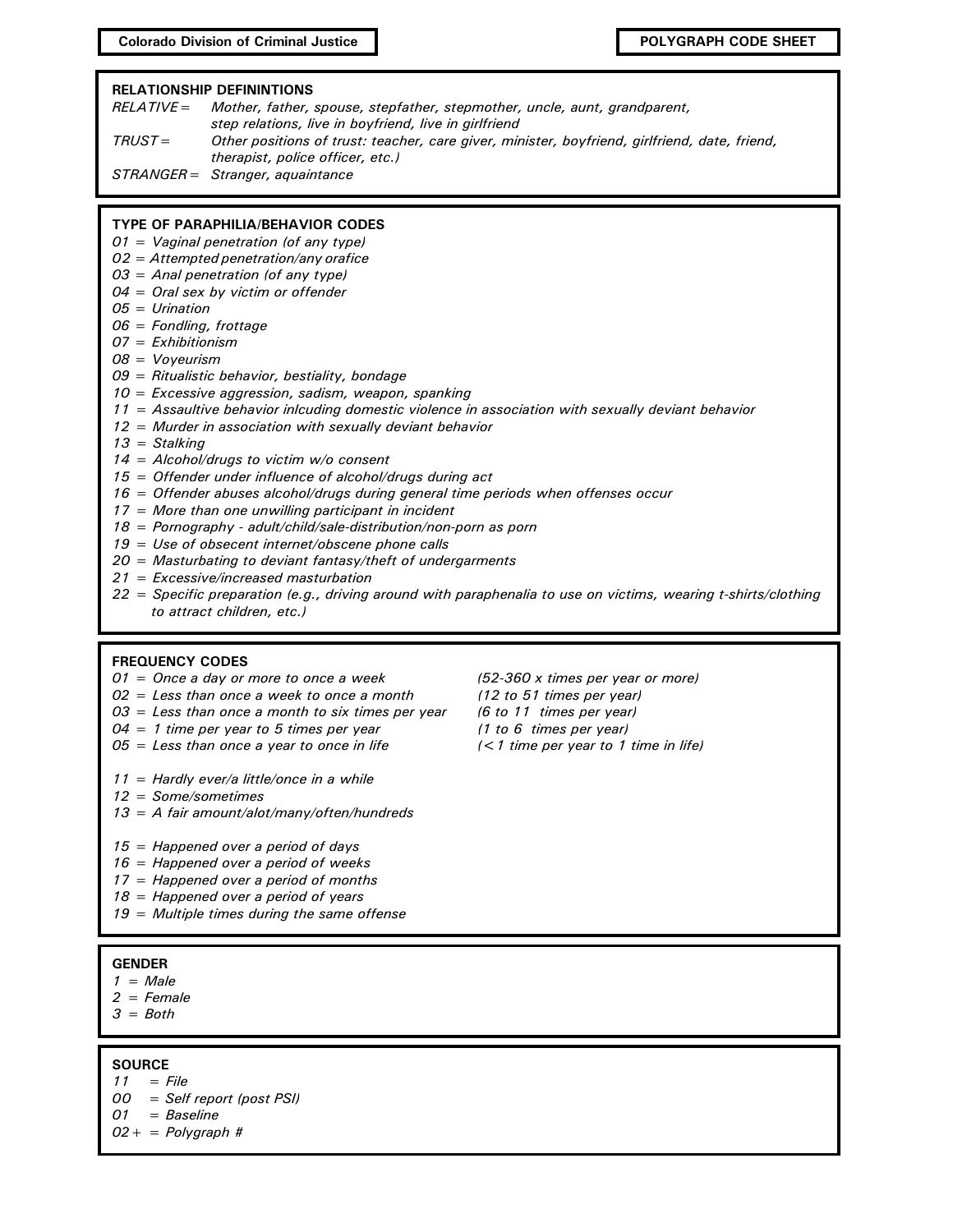**Colorado Division of Criminal Justice**

**POLYGRAPH CODE SHEET**

**RELATIONSHIP DEFININTIONS**

*RELATIVE =* *Mother, father, spouse, stepfather, stepmother, uncle, aunt, grandparent, step relations, live in boyfriend, live in girlfriend*

*TRUST =* *Other positions of trust: teacher, care giver, minister, boyfriend, girlfriend, date, friend, therapist, police officer, etc.)*

*STRANGER =* *Stranger, aquaintance*

**TYPE OF PARAPHILIA/BEHAVIOR CODES**

*01 = Vaginal penetration (of any type)*
*02 = Attempted penetration/any orafice*
*03 = Anal penetration (of any type)*
*04 = Oral sex by victim or offender*
*05 = Urination*
*06 = Fondling, frottage*
*07 = Exhibitionism*
*08 = Voyeurism*
*09 = Ritualistic behavior, bestiality, bondage*
*10 = Excessive aggression, sadism, weapon, spanking*
*11 = Assaultive behavior inlcuding domestic violence in association with sexually deviant behavior*
*12 = Murder in association with sexually deviant behavior*
*13 = Stalking*
*14 = Alcohol/drugs to victim w/o consent*
*15 = Offender under influence of alcohol/drugs during act*
*16 = Offender abuses alcohol/drugs during general time periods when offenses occur*
*17 = More than one unwilling participant in incident*
*18 = Pornography - adult/child/sale-distribution/non-porn as porn*
*19 = Use of obsecent internet/obscene phone calls*
*20 = Masturbating to deviant fantasy/theft of undergarments*
*21 = Excessive/increased masturbation*
*22 = Specific preparation (e.g., driving around with paraphenalia to use on victims, wearing t-shirts/clothing to attract children, etc.)*

**FREQUENCY CODES**

*01 = Once a day or more to once a week* *(52-360 x times per year or more)*
*02 = Less than once a week to once a month* *(12 to 51 times per year)*
*03 = Less than once a month to six times per year* *(6 to 11 times per year)*
*04 = 1 time per year to 5 times per year* *(1 to 6 times per year)*
*05 = Less than once a year to once in life* *(<1 time per year to 1 time in life)*

*11 = Hardly ever/a little/once in a while*
*12 = Some/sometimes*
*13 = A fair amount/alot/many/often/hundreds*

*15 = Happened over a period of days*
*16 = Happened over a period of weeks*
*17 = Happened over a period of months*
*18 = Happened over a period of years*
*19 = Multiple times during the same offense*

**GENDER**

*1 = Male*
*2 = Female*
*3 = Both*

**SOURCE**

*11 = File*
*00 = Self report (post PSI)*
*01 = Baseline*
*02+ = Polygraph #*